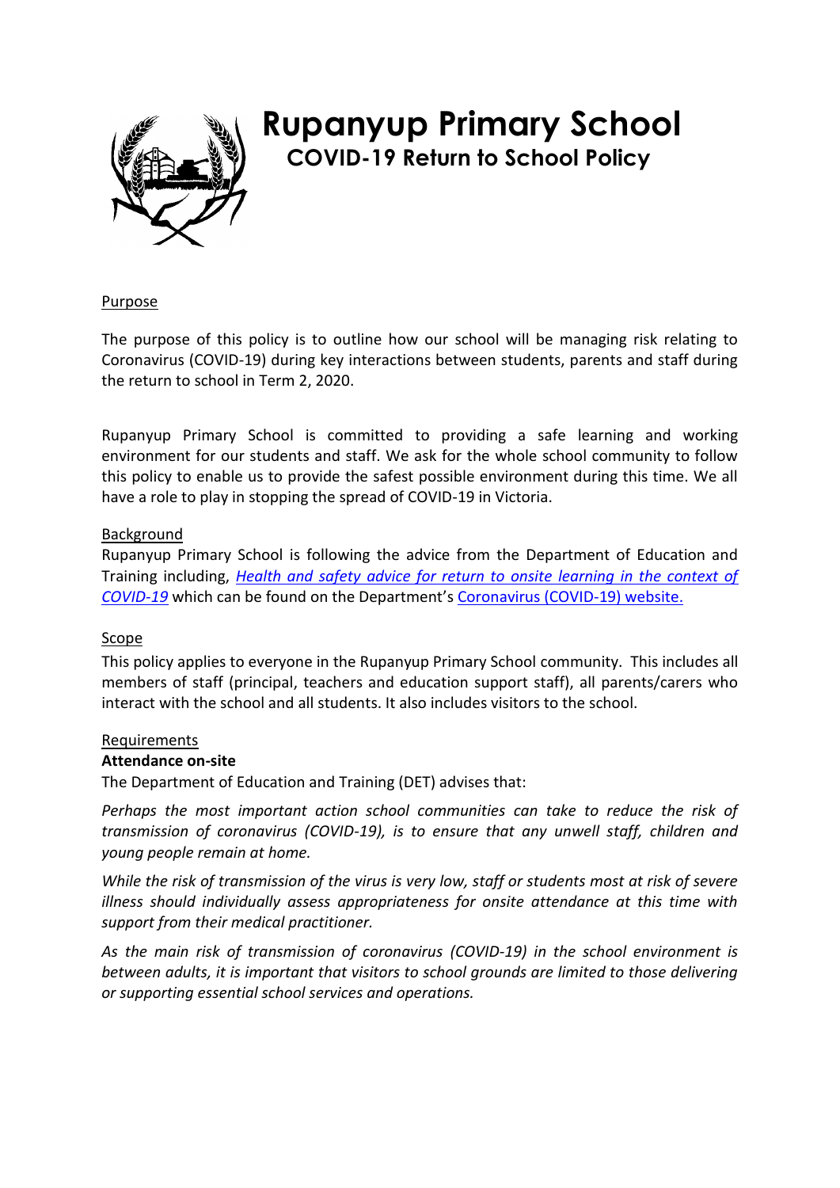# Rupanyup Primary School

## COVID-19 Return to School Policy

<u>Purpose</u>

The purpose of this policy is to outline how our school will be managing risk relating to Coronavirus (COVID-19) during key interactions between students, parents and staff during the return to school in Term 2, 2020.

Rupanyup Primary School is committed to providing a safe learning and working environment for our students and staff. We ask for the whole school community to follow this policy to enable us to provide the safest possible environment during this time. We all have a role to play in stopping the spread of COVID-19 in Victoria.

<u>Background</u>

Rupanyup Primary School is following the advice from the Department of Education and Training including, *Health and safety advice for return to onsite learning in the context of COVID-19* which can be found on the Department's Coronavirus (COVID-19) website.

<u>Scope</u>

This policy applies to everyone in the Rupanyup Primary School community. This includes all members of staff (principal, teachers and education support staff), all parents/carers who interact with the school and all students. It also includes visitors to the school.

<u>Requirements</u>

**Attendance on-site**

The Department of Education and Training (DET) advises that:

*Perhaps the most important action school communities can take to reduce the risk of transmission of coronavirus (COVID-19), is to ensure that any unwell staff, children and young people remain at home.*

*While the risk of transmission of the virus is very low, staff or students most at risk of severe illness should individually assess appropriateness for onsite attendance at this time with support from their medical practitioner.*

*As the main risk of transmission of coronavirus (COVID-19) in the school environment is between adults, it is important that visitors to school grounds are limited to those delivering or supporting essential school services and operations.*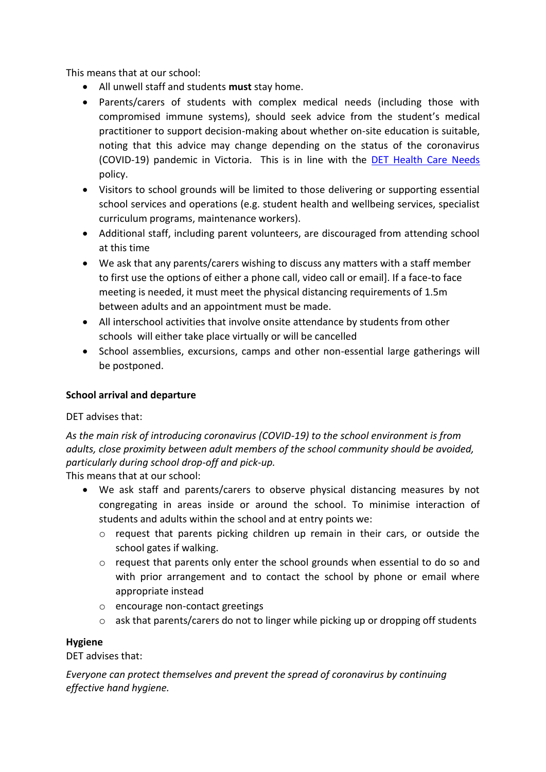This means that at our school:

- All unwell staff and students **must** stay home.
- Parents/carers of students with complex medical needs (including those with compromised immune systems), should seek advice from the student's medical practitioner to support decision-making about whether on-site education is suitable, noting that this advice may change depending on the status of the coronavirus (COVID-19) pandemic in Victoria. This is in line with the [DET Health Care Needs](#) policy.
- Visitors to school grounds will be limited to those delivering or supporting essential school services and operations (e.g. student health and wellbeing services, specialist curriculum programs, maintenance workers).
- Additional staff, including parent volunteers, are discouraged from attending school at this time
- We ask that any parents/carers wishing to discuss any matters with a staff member to first use the options of either a phone call, video call or email]. If a face-to face meeting is needed, it must meet the physical distancing requirements of 1.5m between adults and an appointment must be made.
- All interschool activities that involve onsite attendance by students from other schools will either take place virtually or will be cancelled
- School assemblies, excursions, camps and other non-essential large gatherings will be postponed.

**School arrival and departure**

DET advises that:

*As the main risk of introducing coronavirus (COVID-19) to the school environment is from adults, close proximity between adult members of the school community should be avoided, particularly during school drop-off and pick-up.*

This means that at our school:

- We ask staff and parents/carers to observe physical distancing measures by not congregating in areas inside or around the school. To minimise interaction of students and adults within the school and at entry points we:
  - request that parents picking children up remain in their cars, or outside the school gates if walking.
  - request that parents only enter the school grounds when essential to do so and with prior arrangement and to contact the school by phone or email where appropriate instead
  - encourage non-contact greetings
  - ask that parents/carers do not to linger while picking up or dropping off students

**Hygiene**

DET advises that:

*Everyone can protect themselves and prevent the spread of coronavirus by continuing effective hand hygiene.*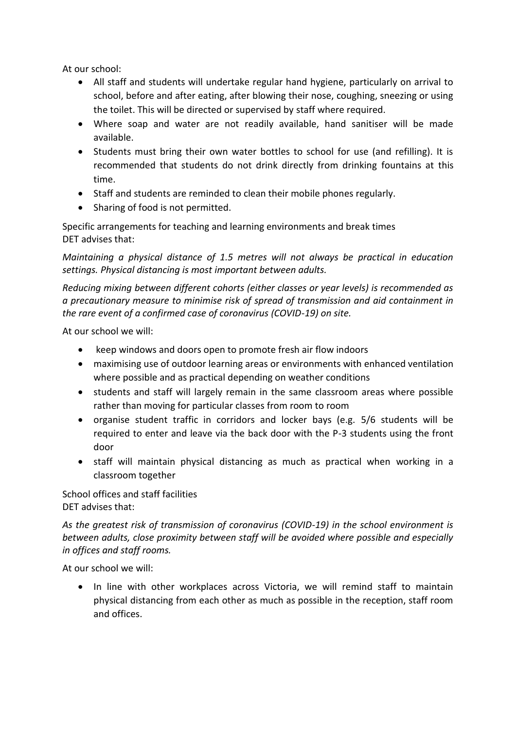At our school:

- All staff and students will undertake regular hand hygiene, particularly on arrival to school, before and after eating, after blowing their nose, coughing, sneezing or using the toilet. This will be directed or supervised by staff where required.
- Where soap and water are not readily available, hand sanitiser will be made available.
- Students must bring their own water bottles to school for use (and refilling). It is recommended that students do not drink directly from drinking fountains at this time.
- Staff and students are reminded to clean their mobile phones regularly.
- Sharing of food is not permitted.

Specific arrangements for teaching and learning environments and break times
DET advises that:

*Maintaining a physical distance of 1.5 metres will not always be practical in education settings. Physical distancing is most important between adults.*

*Reducing mixing between different cohorts (either classes or year levels) is recommended as a precautionary measure to minimise risk of spread of transmission and aid containment in the rare event of a confirmed case of coronavirus (COVID-19) on site.*

At our school we will:

- keep windows and doors open to promote fresh air flow indoors
- maximising use of outdoor learning areas or environments with enhanced ventilation where possible and as practical depending on weather conditions
- students and staff will largely remain in the same classroom areas where possible rather than moving for particular classes from room to room
- organise student traffic in corridors and locker bays (e.g. 5/6 students will be required to enter and leave via the back door with the P-3 students using the front door
- staff will maintain physical distancing as much as practical when working in a classroom together

School offices and staff facilities
DET advises that:

*As the greatest risk of transmission of coronavirus (COVID-19) in the school environment is between adults, close proximity between staff will be avoided where possible and especially in offices and staff rooms.*

At our school we will:

- In line with other workplaces across Victoria, we will remind staff to maintain physical distancing from each other as much as possible in the reception, staff room and offices.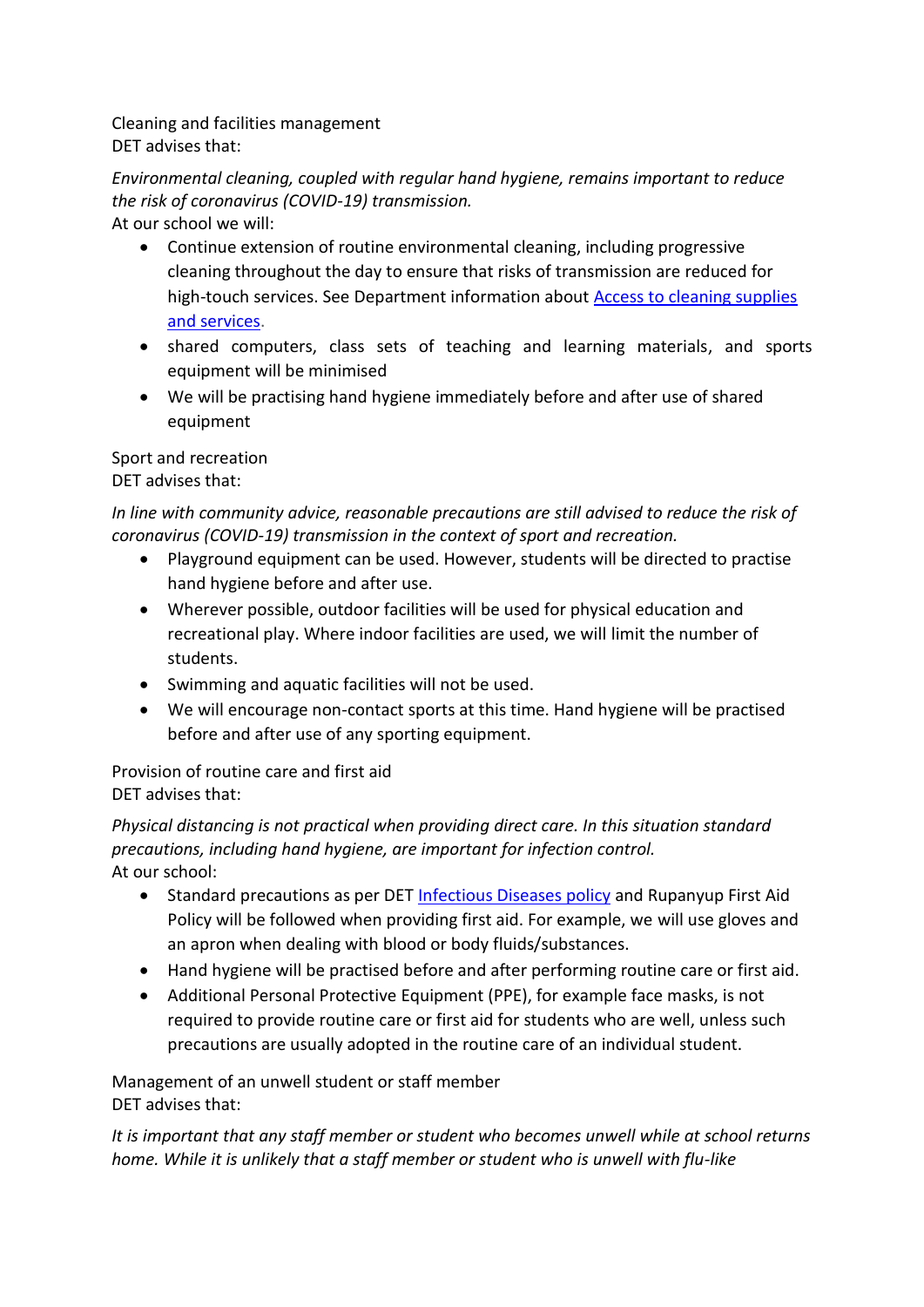Cleaning and facilities management
DET advises that:

*Environmental cleaning, coupled with regular hand hygiene, remains important to reduce the risk of coronavirus (COVID-19) transmission.*
At our school we will:

- Continue extension of routine environmental cleaning, including progressive cleaning throughout the day to ensure that risks of transmission are reduced for high-touch services. See Department information about [Access to cleaning supplies and services](#).
- shared computers, class sets of teaching and learning materials, and sports equipment will be minimised
- We will be practising hand hygiene immediately before and after use of shared equipment

Sport and recreation
DET advises that:

*In line with community advice, reasonable precautions are still advised to reduce the risk of coronavirus (COVID-19) transmission in the context of sport and recreation.*

- Playground equipment can be used. However, students will be directed to practise hand hygiene before and after use.
- Wherever possible, outdoor facilities will be used for physical education and recreational play. Where indoor facilities are used, we will limit the number of students.
- Swimming and aquatic facilities will not be used.
- We will encourage non-contact sports at this time. Hand hygiene will be practised before and after use of any sporting equipment.

Provision of routine care and first aid
DET advises that:

*Physical distancing is not practical when providing direct care. In this situation standard precautions, including hand hygiene, are important for infection control.*
At our school:

- Standard precautions as per DET [Infectious Diseases policy](#) and Rupanyup First Aid Policy will be followed when providing first aid. For example, we will use gloves and an apron when dealing with blood or body fluids/substances.
- Hand hygiene will be practised before and after performing routine care or first aid.
- Additional Personal Protective Equipment (PPE), for example face masks, is not required to provide routine care or first aid for students who are well, unless such precautions are usually adopted in the routine care of an individual student.

Management of an unwell student or staff member
DET advises that:

*It is important that any staff member or student who becomes unwell while at school returns home. While it is unlikely that a staff member or student who is unwell with flu-like*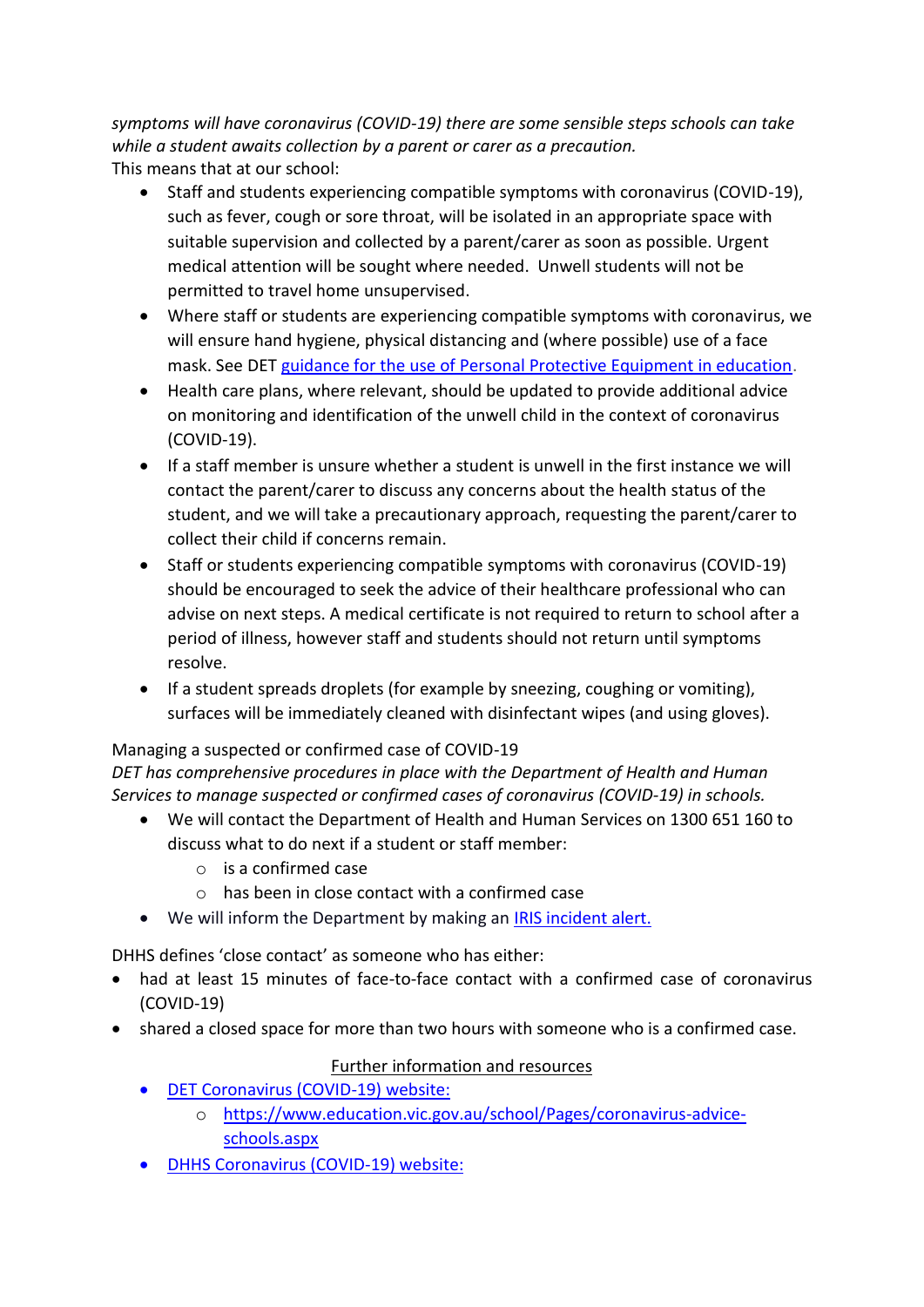*symptoms will have coronavirus (COVID-19) there are some sensible steps schools can take while a student awaits collection by a parent or carer as a precaution.*

This means that at our school:

- Staff and students experiencing compatible symptoms with coronavirus (COVID-19), such as fever, cough or sore throat, will be isolated in an appropriate space with suitable supervision and collected by a parent/carer as soon as possible. Urgent medical attention will be sought where needed. Unwell students will not be permitted to travel home unsupervised.
- Where staff or students are experiencing compatible symptoms with coronavirus, we will ensure hand hygiene, physical distancing and (where possible) use of a face mask. See DET [guidance for the use of Personal Protective Equipment in education](guidance for the use of Personal Protective Equipment in education).
- Health care plans, where relevant, should be updated to provide additional advice on monitoring and identification of the unwell child in the context of coronavirus (COVID-19).
- If a staff member is unsure whether a student is unwell in the first instance we will contact the parent/carer to discuss any concerns about the health status of the student, and we will take a precautionary approach, requesting the parent/carer to collect their child if concerns remain.
- Staff or students experiencing compatible symptoms with coronavirus (COVID-19) should be encouraged to seek the advice of their healthcare professional who can advise on next steps. A medical certificate is not required to return to school after a period of illness, however staff and students should not return until symptoms resolve.
- If a student spreads droplets (for example by sneezing, coughing or vomiting), surfaces will be immediately cleaned with disinfectant wipes (and using gloves).

Managing a suspected or confirmed case of COVID-19

*DET has comprehensive procedures in place with the Department of Health and Human Services to manage suspected or confirmed cases of coronavirus (COVID-19) in schools.*

- We will contact the Department of Health and Human Services on 1300 651 160 to discuss what to do next if a student or staff member:
    - is a confirmed case
    - has been in close contact with a confirmed case
- We will inform the Department by making an IRIS incident alert.

DHHS defines 'close contact' as someone who has either:

- had at least 15 minutes of face-to-face contact with a confirmed case of coronavirus (COVID-19)
- shared a closed space for more than two hours with someone who is a confirmed case.

Further information and resources

- DET Coronavirus (COVID-19) website:
    - https://www.education.vic.gov.au/school/Pages/coronavirus-advice-schools.aspx
- DHHS Coronavirus (COVID-19) website: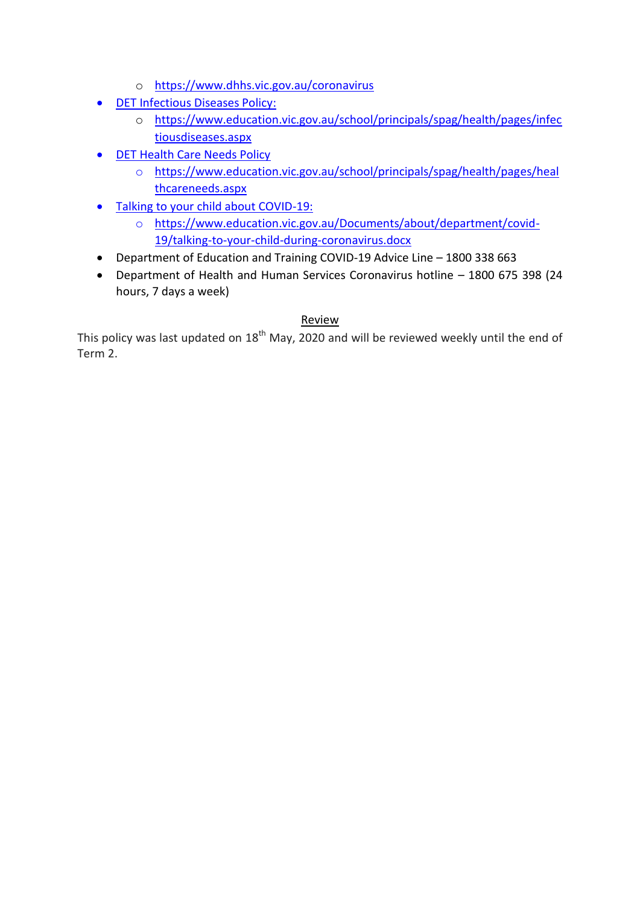- https://www.dhhs.vic.gov.au/coronavirus
- DET Infectious Diseases Policy:
  - https://www.education.vic.gov.au/school/principals/spag/health/pages/infectiousdiseases.aspx
- DET Health Care Needs Policy
  - https://www.education.vic.gov.au/school/principals/spag/health/pages/healthcareneeds.aspx
- Talking to your child about COVID-19:
  - https://www.education.vic.gov.au/Documents/about/department/covid-19/talking-to-your-child-during-coronavirus.docx
- Department of Education and Training COVID-19 Advice Line – 1800 338 663
- Department of Health and Human Services Coronavirus hotline – 1800 675 398 (24 hours, 7 days a week)

## Review

This policy was last updated on 18th May, 2020 and will be reviewed weekly until the end of Term 2.